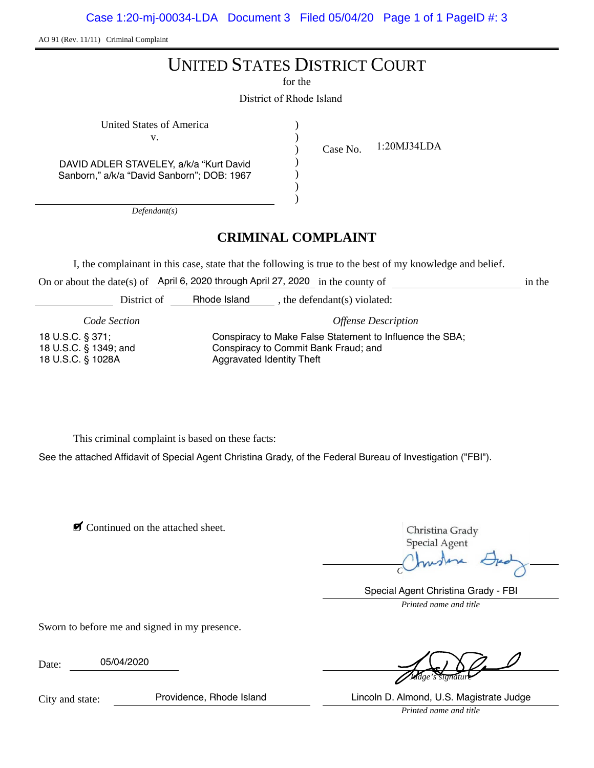AO 91 (Rev. 11/11) Criminal Complaint

# UNITED STATES DISTRICT COURT

for the

District of Rhode Island

United States of America
v.

DAVID ADLER STAVELEY, a/k/a "Kurt David Sanborn," a/k/a "David Sanborn"; DOB: 1967

*Defendant(s)*

Case No. 1:20MJ34LDA

## CRIMINAL COMPLAINT

I, the complainant in this case, state that the following is true to the best of my knowledge and belief.

On or about the date(s) of April 6, 2020 through April 27, 2020 in the county of \_\_\_\_\_\_\_\_ in the \_\_\_\_\_\_\_\_ District of Rhode Island, the defendant(s) violated:

| *Code Section* | *Offense Description* |
|---|---|
| 18 U.S.C. § 371; | Conspiracy to Make False Statement to Influence the SBA; |
| 18 U.S.C. § 1349; and | Conspiracy to Commit Bank Fraud; and |
| 18 U.S.C. § 1028A | Aggravated Identity Theft |

This criminal complaint is based on these facts:

See the attached Affidavit of Special Agent Christina Grady, of the Federal Bureau of Investigation ("FBI").

☑ Continued on the attached sheet.

Christina Grady
Special Agent

*Complainant's signature*

Special Agent Christina Grady - FBI
*Printed name and title*

Sworn to before me and signed in my presence.

Date: 05/04/2020

*Judge's signature*

City and state: Providence, Rhode Island

Lincoln D. Almond, U.S. Magistrate Judge
*Printed name and title*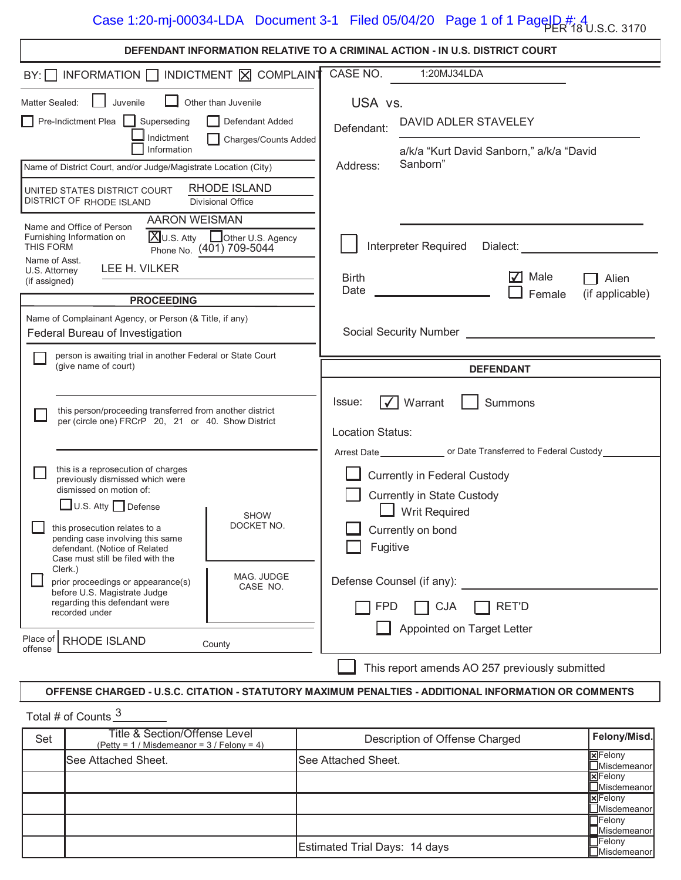PER 18 U.S.C. 3170

## DEFENDANT INFORMATION RELATIVE TO A CRIMINAL ACTION - IN U.S. DISTRICT COURT

BY: ☐ INFORMATION ☐ INDICTMENT ☒ COMPLAINT

CASE NO. 1:20MJ34LDA

USA vs.

Defendant: DAVID ADLER STAVELEY

Address: a/k/a "Kurt David Sanborn," a/k/a "David Sanborn"

Matter Sealed: ☐ Juvenile ☐ Other than Juvenile

☐ Pre-Indictment Plea ☐ Superseding ☐ Defendant Added
☐ Indictment ☐ Charges/Counts Added
☐ Information

Name of District Court, and/or Judge/Magistrate Location (City)

UNITED STATES DISTRICT COURT DISTRICT OF RHODE ISLAND — RHODE ISLAND Divisional Office

Name and Office of Person Furnishing Information on THIS FORM: AARON WEISMAN ☒ U.S. Atty ☐ Other U.S. Agency
Phone No. (401) 709-5044

Name of Asst. U.S. Attorney (if assigned): LEE H. VILKER

☐ Interpreter Required Dialect:

Birth Date ________ ☑ Male ☐ Female ☐ Alien (if applicable)

Social Security Number

### PROCEEDING

Name of Complainant Agency, or Person (& Title, if any)

Federal Bureau of Investigation

☐ person is awaiting trial in another Federal or State Court (give name of court)

☐ this person/proceeding transferred from another district per (circle one) FRCrP 20, 21 or 40. Show District

☐ this is a reprosecution of charges previously dismissed which were dismissed on motion of:
☐ U.S. Atty ☐ Defense

SHOW DOCKET NO.

☐ this prosecution relates to a pending case involving this same defendant. (Notice of Related Case must still be filed with the Clerk.)

☐ prior proceedings or appearance(s) before U.S. Magistrate Judge regarding this defendant were recorded under

MAG. JUDGE CASE NO.

Place of offense: RHODE ISLAND County

### DEFENDANT

Issue: ☑ Warrant ☐ Summons

Location Status:

Arrest Date ________ or Date Transferred to Federal Custody ________

☐ Currently in Federal Custody
☐ Currently in State Custody
☐ Writ Required
☐ Currently on bond
☐ Fugitive

Defense Counsel (if any):

☐ FPD ☐ CJA ☐ RET'D

☐ Appointed on Target Letter

☐ This report amends AO 257 previously submitted

### OFFENSE CHARGED - U.S.C. CITATION - STATUTORY MAXIMUM PENALTIES - ADDITIONAL INFORMATION OR COMMENTS

Total # of Counts 3

| Set | Title & Section/Offense Level (Petty = 1 / Misdemeanor = 3 / Felony = 4) | Description of Offense Charged | Felony/Misd. |
|---|---|---|---|
| | See Attached Sheet. | See Attached Sheet. | ☒ Felony ☐ Misdemeanor |
| | | | ☒ Felony ☐ Misdemeanor |
| | | | ☒ Felony ☐ Misdemeanor |
| | | | ☐ Felony ☐ Misdemeanor |
| | | Estimated Trial Days: 14 days | ☐ Felony ☐ Misdemeanor |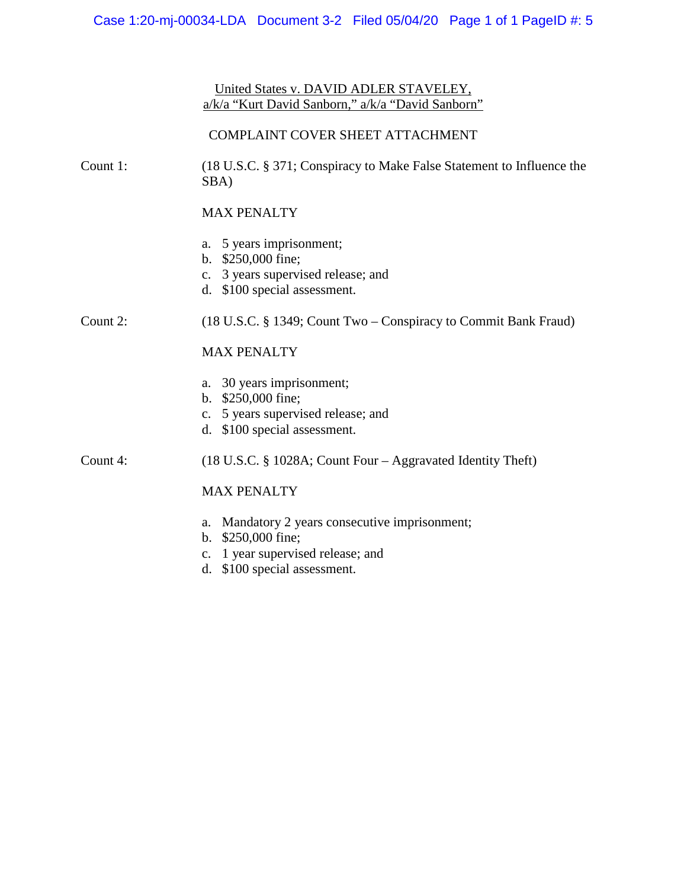United States v. DAVID ADLER STAVELEY,
a/k/a "Kurt David Sanborn," a/k/a "David Sanborn"

COMPLAINT COVER SHEET ATTACHMENT

**Count 1:** (18 U.S.C. § 371; Conspiracy to Make False Statement to Influence the SBA)

MAX PENALTY

a. 5 years imprisonment;
b. $250,000 fine;
c. 3 years supervised release; and
d. $100 special assessment.

**Count 2:** (18 U.S.C. § 1349; Count Two – Conspiracy to Commit Bank Fraud)

MAX PENALTY

a. 30 years imprisonment;
b. $250,000 fine;
c. 5 years supervised release; and
d. $100 special assessment.

**Count 4:** (18 U.S.C. § 1028A; Count Four – Aggravated Identity Theft)

MAX PENALTY

a. Mandatory 2 years consecutive imprisonment;
b. $250,000 fine;
c. 1 year supervised release; and
d. $100 special assessment.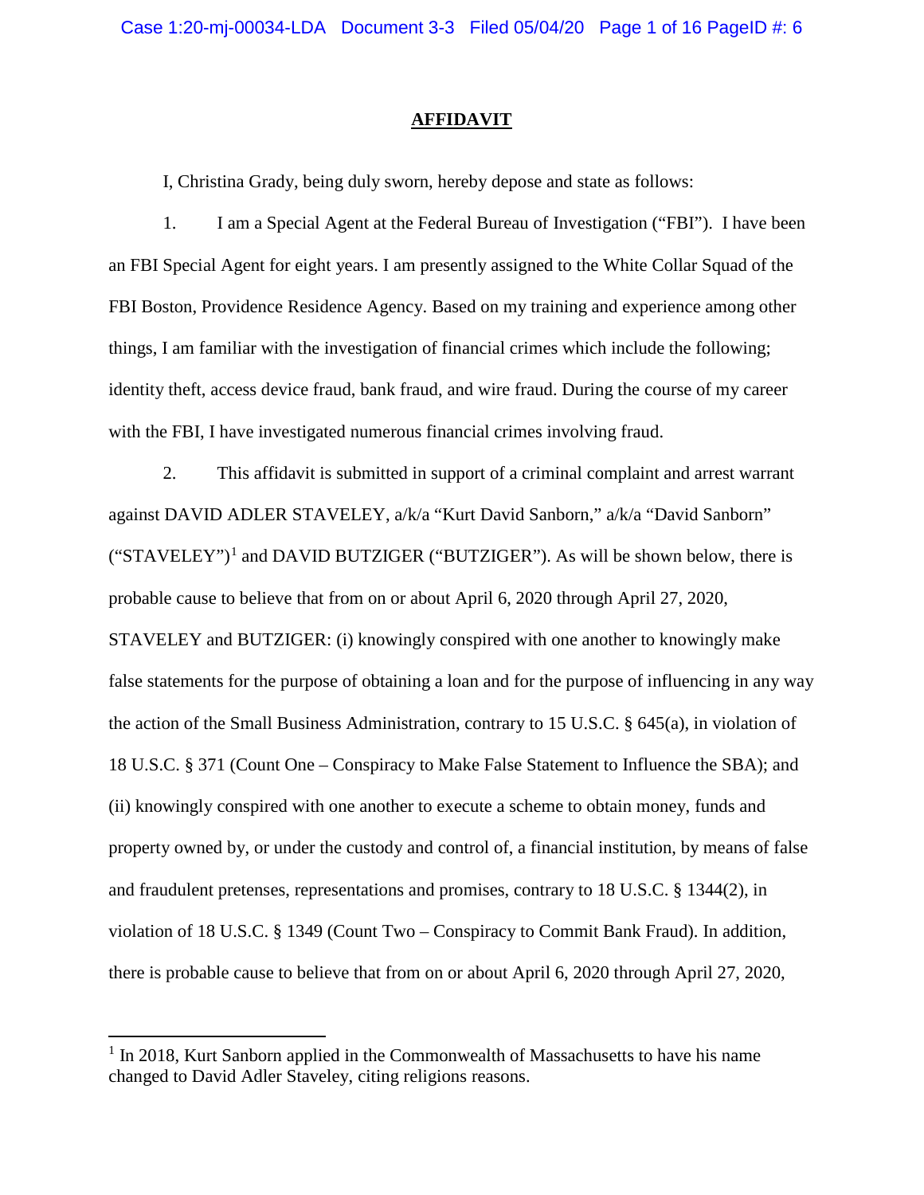# AFFIDAVIT

I, Christina Grady, being duly sworn, hereby depose and state as follows:

1. I am a Special Agent at the Federal Bureau of Investigation ("FBI"). I have been an FBI Special Agent for eight years. I am presently assigned to the White Collar Squad of the FBI Boston, Providence Residence Agency. Based on my training and experience among other things, I am familiar with the investigation of financial crimes which include the following; identity theft, access device fraud, bank fraud, and wire fraud. During the course of my career with the FBI, I have investigated numerous financial crimes involving fraud.

2. This affidavit is submitted in support of a criminal complaint and arrest warrant against DAVID ADLER STAVELEY, a/k/a "Kurt David Sanborn," a/k/a "David Sanborn" ("STAVELEY")[1] and DAVID BUTZIGER ("BUTZIGER"). As will be shown below, there is probable cause to believe that from on or about April 6, 2020 through April 27, 2020, STAVELEY and BUTZIGER: (i) knowingly conspired with one another to knowingly make false statements for the purpose of obtaining a loan and for the purpose of influencing in any way the action of the Small Business Administration, contrary to 15 U.S.C. § 645(a), in violation of 18 U.S.C. § 371 (Count One – Conspiracy to Make False Statement to Influence the SBA); and (ii) knowingly conspired with one another to execute a scheme to obtain money, funds and property owned by, or under the custody and control of, a financial institution, by means of false and fraudulent pretenses, representations and promises, contrary to 18 U.S.C. § 1344(2), in violation of 18 U.S.C. § 1349 (Count Two – Conspiracy to Commit Bank Fraud). In addition, there is probable cause to believe that from on or about April 6, 2020 through April 27, 2020,

[1] In 2018, Kurt Sanborn applied in the Commonwealth of Massachusetts to have his name changed to David Adler Staveley, citing religions reasons.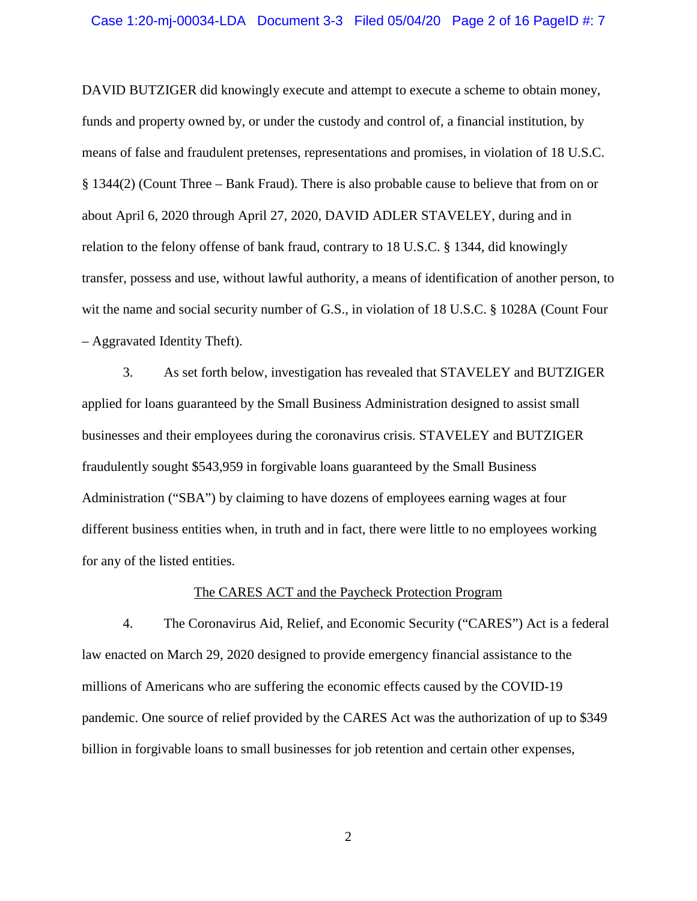DAVID BUTZIGER did knowingly execute and attempt to execute a scheme to obtain money, funds and property owned by, or under the custody and control of, a financial institution, by means of false and fraudulent pretenses, representations and promises, in violation of 18 U.S.C. § 1344(2) (Count Three – Bank Fraud). There is also probable cause to believe that from on or about April 6, 2020 through April 27, 2020, DAVID ADLER STAVELEY, during and in relation to the felony offense of bank fraud, contrary to 18 U.S.C. § 1344, did knowingly transfer, possess and use, without lawful authority, a means of identification of another person, to wit the name and social security number of G.S., in violation of 18 U.S.C. § 1028A (Count Four – Aggravated Identity Theft).

3. As set forth below, investigation has revealed that STAVELEY and BUTZIGER applied for loans guaranteed by the Small Business Administration designed to assist small businesses and their employees during the coronavirus crisis. STAVELEY and BUTZIGER fraudulently sought $543,959 in forgivable loans guaranteed by the Small Business Administration ("SBA") by claiming to have dozens of employees earning wages at four different business entities when, in truth and in fact, there were little to no employees working for any of the listed entities.

<u>The CARES ACT and the Paycheck Protection Program</u>

4. The Coronavirus Aid, Relief, and Economic Security ("CARES") Act is a federal law enacted on March 29, 2020 designed to provide emergency financial assistance to the millions of Americans who are suffering the economic effects caused by the COVID-19 pandemic. One source of relief provided by the CARES Act was the authorization of up to $349 billion in forgivable loans to small businesses for job retention and certain other expenses,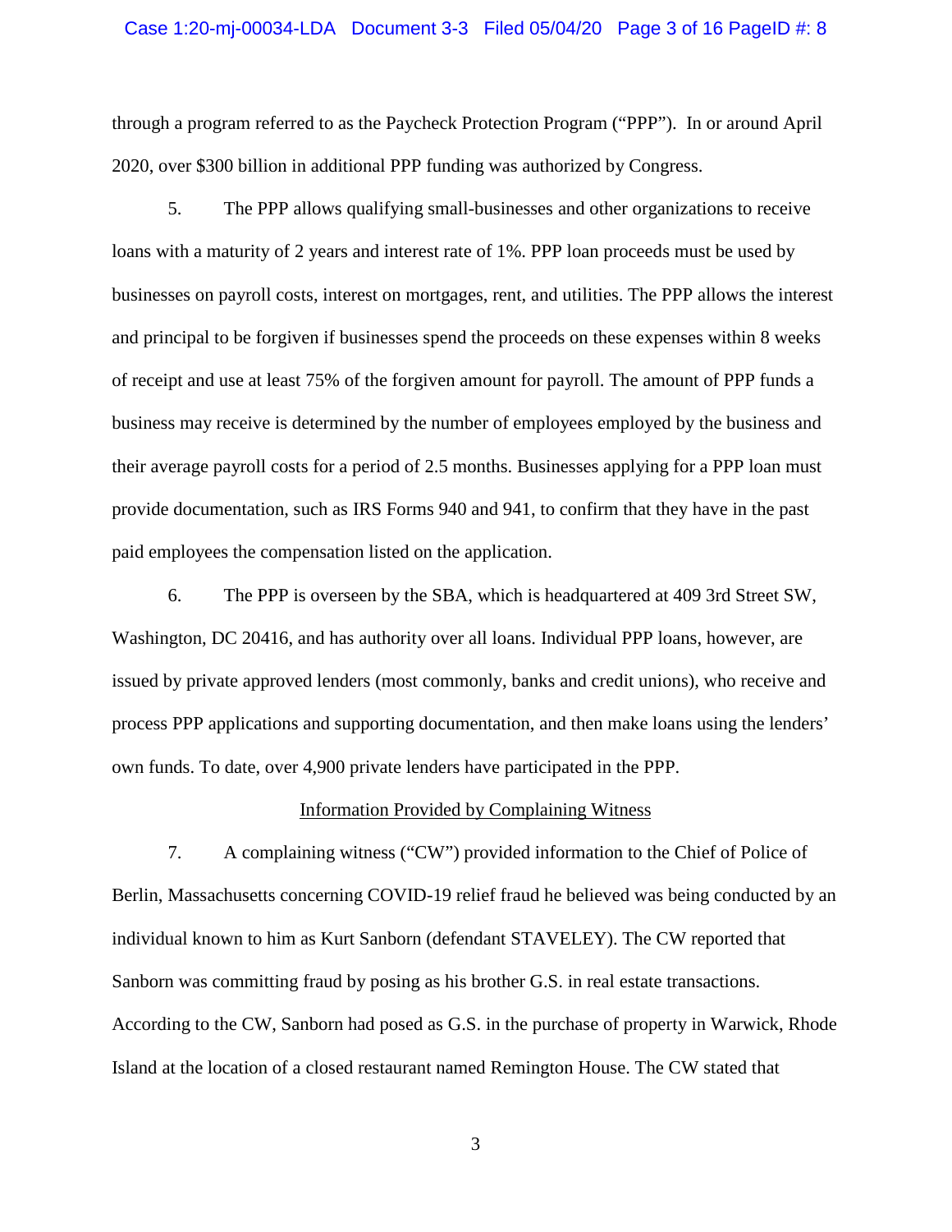through a program referred to as the Paycheck Protection Program ("PPP"). In or around April 2020, over $300 billion in additional PPP funding was authorized by Congress.

5. The PPP allows qualifying small-businesses and other organizations to receive loans with a maturity of 2 years and interest rate of 1%. PPP loan proceeds must be used by businesses on payroll costs, interest on mortgages, rent, and utilities. The PPP allows the interest and principal to be forgiven if businesses spend the proceeds on these expenses within 8 weeks of receipt and use at least 75% of the forgiven amount for payroll. The amount of PPP funds a business may receive is determined by the number of employees employed by the business and their average payroll costs for a period of 2.5 months. Businesses applying for a PPP loan must provide documentation, such as IRS Forms 940 and 941, to confirm that they have in the past paid employees the compensation listed on the application.

6. The PPP is overseen by the SBA, which is headquartered at 409 3rd Street SW, Washington, DC 20416, and has authority over all loans. Individual PPP loans, however, are issued by private approved lenders (most commonly, banks and credit unions), who receive and process PPP applications and supporting documentation, and then make loans using the lenders' own funds. To date, over 4,900 private lenders have participated in the PPP.

<u>Information Provided by Complaining Witness</u>

7. A complaining witness ("CW") provided information to the Chief of Police of Berlin, Massachusetts concerning COVID-19 relief fraud he believed was being conducted by an individual known to him as Kurt Sanborn (defendant STAVELEY). The CW reported that Sanborn was committing fraud by posing as his brother G.S. in real estate transactions. According to the CW, Sanborn had posed as G.S. in the purchase of property in Warwick, Rhode Island at the location of a closed restaurant named Remington House. The CW stated that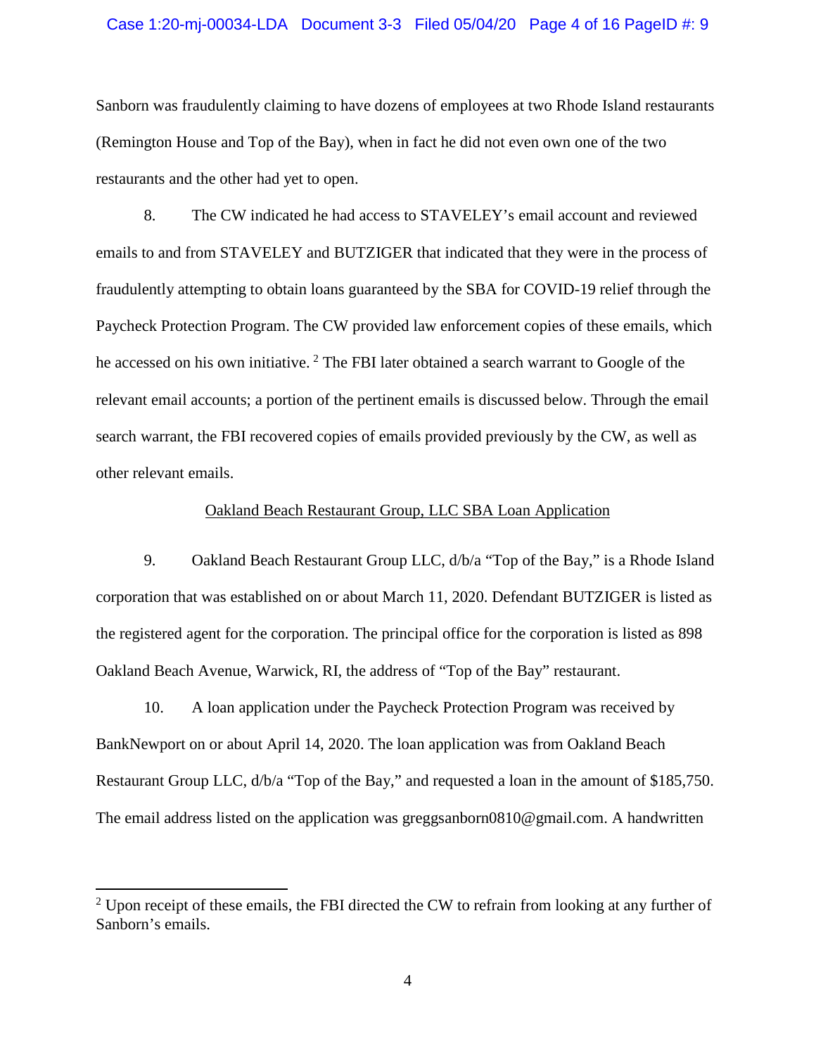Sanborn was fraudulently claiming to have dozens of employees at two Rhode Island restaurants (Remington House and Top of the Bay), when in fact he did not even own one of the two restaurants and the other had yet to open.

8. The CW indicated he had access to STAVELEY's email account and reviewed emails to and from STAVELEY and BUTZIGER that indicated that they were in the process of fraudulently attempting to obtain loans guaranteed by the SBA for COVID-19 relief through the Paycheck Protection Program. The CW provided law enforcement copies of these emails, which he accessed on his own initiative. [2] The FBI later obtained a search warrant to Google of the relevant email accounts; a portion of the pertinent emails is discussed below. Through the email search warrant, the FBI recovered copies of emails provided previously by the CW, as well as other relevant emails.

<u>Oakland Beach Restaurant Group, LLC SBA Loan Application</u>

9. Oakland Beach Restaurant Group LLC, d/b/a "Top of the Bay," is a Rhode Island corporation that was established on or about March 11, 2020. Defendant BUTZIGER is listed as the registered agent for the corporation. The principal office for the corporation is listed as 898 Oakland Beach Avenue, Warwick, RI, the address of "Top of the Bay" restaurant.

10. A loan application under the Paycheck Protection Program was received by BankNewport on or about April 14, 2020. The loan application was from Oakland Beach Restaurant Group LLC, d/b/a "Top of the Bay," and requested a loan in the amount of $185,750. The email address listed on the application was greggsanborn0810@gmail.com. A handwritten

---

[2] Upon receipt of these emails, the FBI directed the CW to refrain from looking at any further of Sanborn's emails.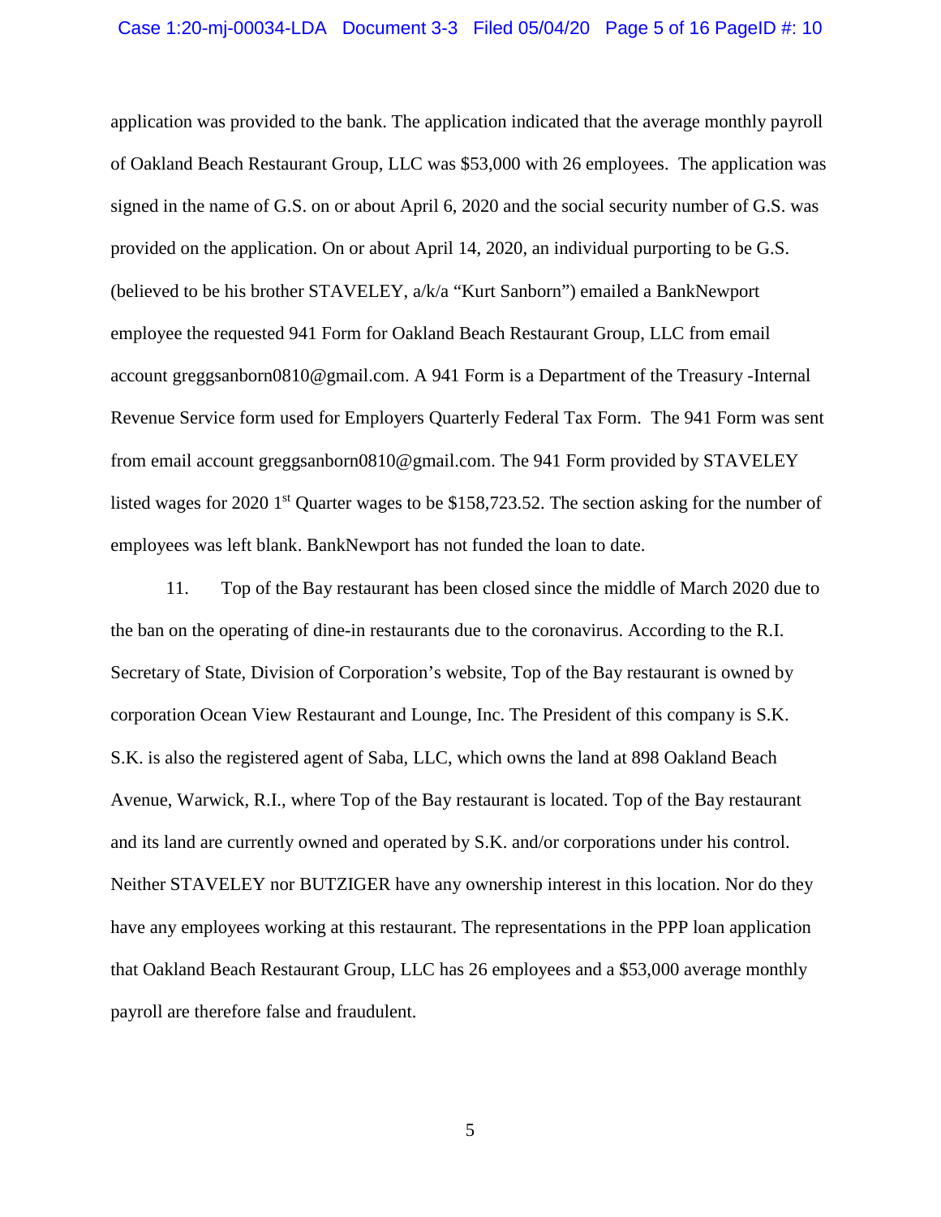application was provided to the bank. The application indicated that the average monthly payroll of Oakland Beach Restaurant Group, LLC was $53,000 with 26 employees. The application was signed in the name of G.S. on or about April 6, 2020 and the social security number of G.S. was provided on the application. On or about April 14, 2020, an individual purporting to be G.S. (believed to be his brother STAVELEY, a/k/a "Kurt Sanborn") emailed a BankNewport employee the requested 941 Form for Oakland Beach Restaurant Group, LLC from email account greggsanborn0810@gmail.com. A 941 Form is a Department of the Treasury -Internal Revenue Service form used for Employers Quarterly Federal Tax Form. The 941 Form was sent from email account greggsanborn0810@gmail.com. The 941 Form provided by STAVELEY listed wages for 2020 1st Quarter wages to be $158,723.52. The section asking for the number of employees was left blank. BankNewport has not funded the loan to date.

11. Top of the Bay restaurant has been closed since the middle of March 2020 due to the ban on the operating of dine-in restaurants due to the coronavirus. According to the R.I. Secretary of State, Division of Corporation's website, Top of the Bay restaurant is owned by corporation Ocean View Restaurant and Lounge, Inc. The President of this company is S.K. S.K. is also the registered agent of Saba, LLC, which owns the land at 898 Oakland Beach Avenue, Warwick, R.I., where Top of the Bay restaurant is located. Top of the Bay restaurant and its land are currently owned and operated by S.K. and/or corporations under his control. Neither STAVELEY nor BUTZIGER have any ownership interest in this location. Nor do they have any employees working at this restaurant. The representations in the PPP loan application that Oakland Beach Restaurant Group, LLC has 26 employees and a $53,000 average monthly payroll are therefore false and fraudulent.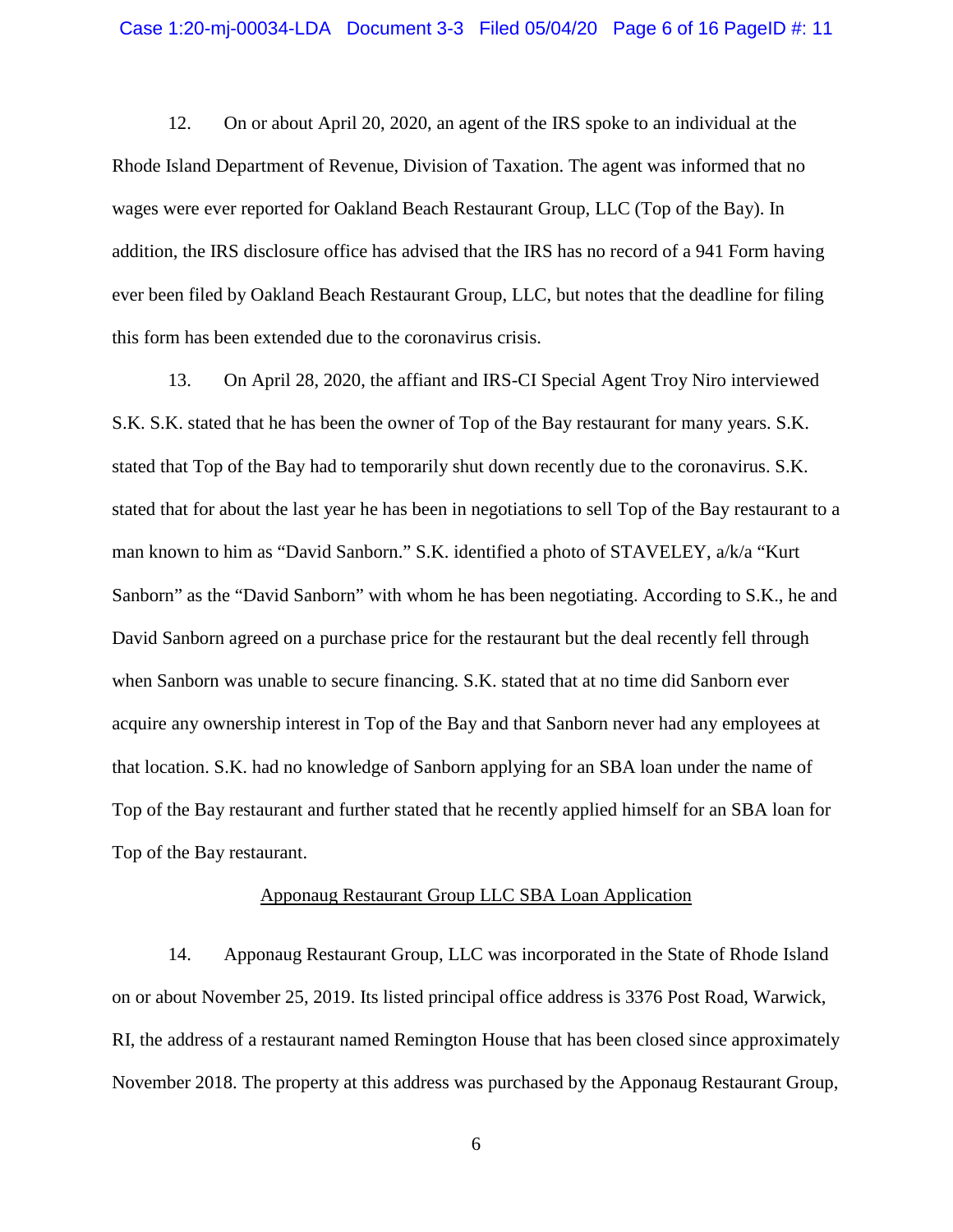12. On or about April 20, 2020, an agent of the IRS spoke to an individual at the Rhode Island Department of Revenue, Division of Taxation. The agent was informed that no wages were ever reported for Oakland Beach Restaurant Group, LLC (Top of the Bay). In addition, the IRS disclosure office has advised that the IRS has no record of a 941 Form having ever been filed by Oakland Beach Restaurant Group, LLC, but notes that the deadline for filing this form has been extended due to the coronavirus crisis.

13. On April 28, 2020, the affiant and IRS-CI Special Agent Troy Niro interviewed S.K. S.K. stated that he has been the owner of Top of the Bay restaurant for many years. S.K. stated that Top of the Bay had to temporarily shut down recently due to the coronavirus. S.K. stated that for about the last year he has been in negotiations to sell Top of the Bay restaurant to a man known to him as "David Sanborn." S.K. identified a photo of STAVELEY, a/k/a "Kurt Sanborn" as the "David Sanborn" with whom he has been negotiating. According to S.K., he and David Sanborn agreed on a purchase price for the restaurant but the deal recently fell through when Sanborn was unable to secure financing. S.K. stated that at no time did Sanborn ever acquire any ownership interest in Top of the Bay and that Sanborn never had any employees at that location. S.K. had no knowledge of Sanborn applying for an SBA loan under the name of Top of the Bay restaurant and further stated that he recently applied himself for an SBA loan for Top of the Bay restaurant.

<u>Apponaug Restaurant Group LLC SBA Loan Application</u>

14. Apponaug Restaurant Group, LLC was incorporated in the State of Rhode Island on or about November 25, 2019. Its listed principal office address is 3376 Post Road, Warwick, RI, the address of a restaurant named Remington House that has been closed since approximately November 2018. The property at this address was purchased by the Apponaug Restaurant Group,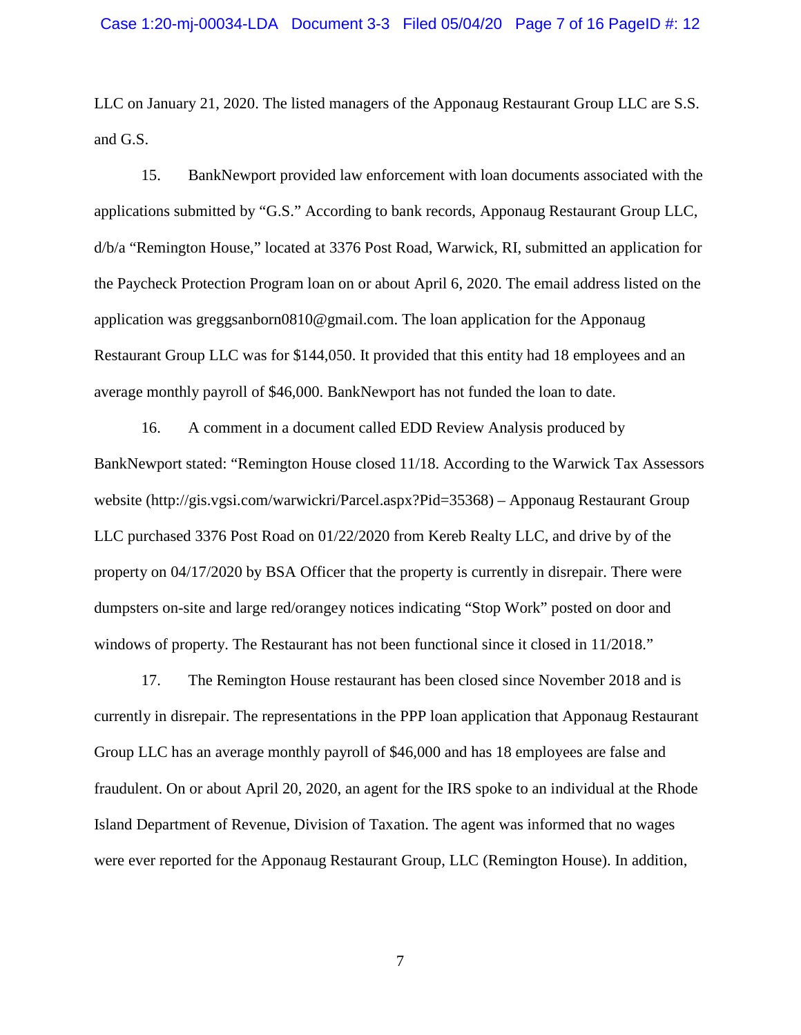LLC on January 21, 2020. The listed managers of the Apponaug Restaurant Group LLC are S.S. and G.S.

15. BankNewport provided law enforcement with loan documents associated with the applications submitted by "G.S." According to bank records, Apponaug Restaurant Group LLC, d/b/a "Remington House," located at 3376 Post Road, Warwick, RI, submitted an application for the Paycheck Protection Program loan on or about April 6, 2020. The email address listed on the application was greggsanborn0810@gmail.com. The loan application for the Apponaug Restaurant Group LLC was for $144,050. It provided that this entity had 18 employees and an average monthly payroll of $46,000. BankNewport has not funded the loan to date.

16. A comment in a document called EDD Review Analysis produced by BankNewport stated: "Remington House closed 11/18. According to the Warwick Tax Assessors website (http://gis.vgsi.com/warwickri/Parcel.aspx?Pid=35368) – Apponaug Restaurant Group LLC purchased 3376 Post Road on 01/22/2020 from Kereb Realty LLC, and drive by of the property on 04/17/2020 by BSA Officer that the property is currently in disrepair. There were dumpsters on-site and large red/orangey notices indicating "Stop Work" posted on door and windows of property. The Restaurant has not been functional since it closed in 11/2018."

17. The Remington House restaurant has been closed since November 2018 and is currently in disrepair. The representations in the PPP loan application that Apponaug Restaurant Group LLC has an average monthly payroll of $46,000 and has 18 employees are false and fraudulent. On or about April 20, 2020, an agent for the IRS spoke to an individual at the Rhode Island Department of Revenue, Division of Taxation. The agent was informed that no wages were ever reported for the Apponaug Restaurant Group, LLC (Remington House). In addition,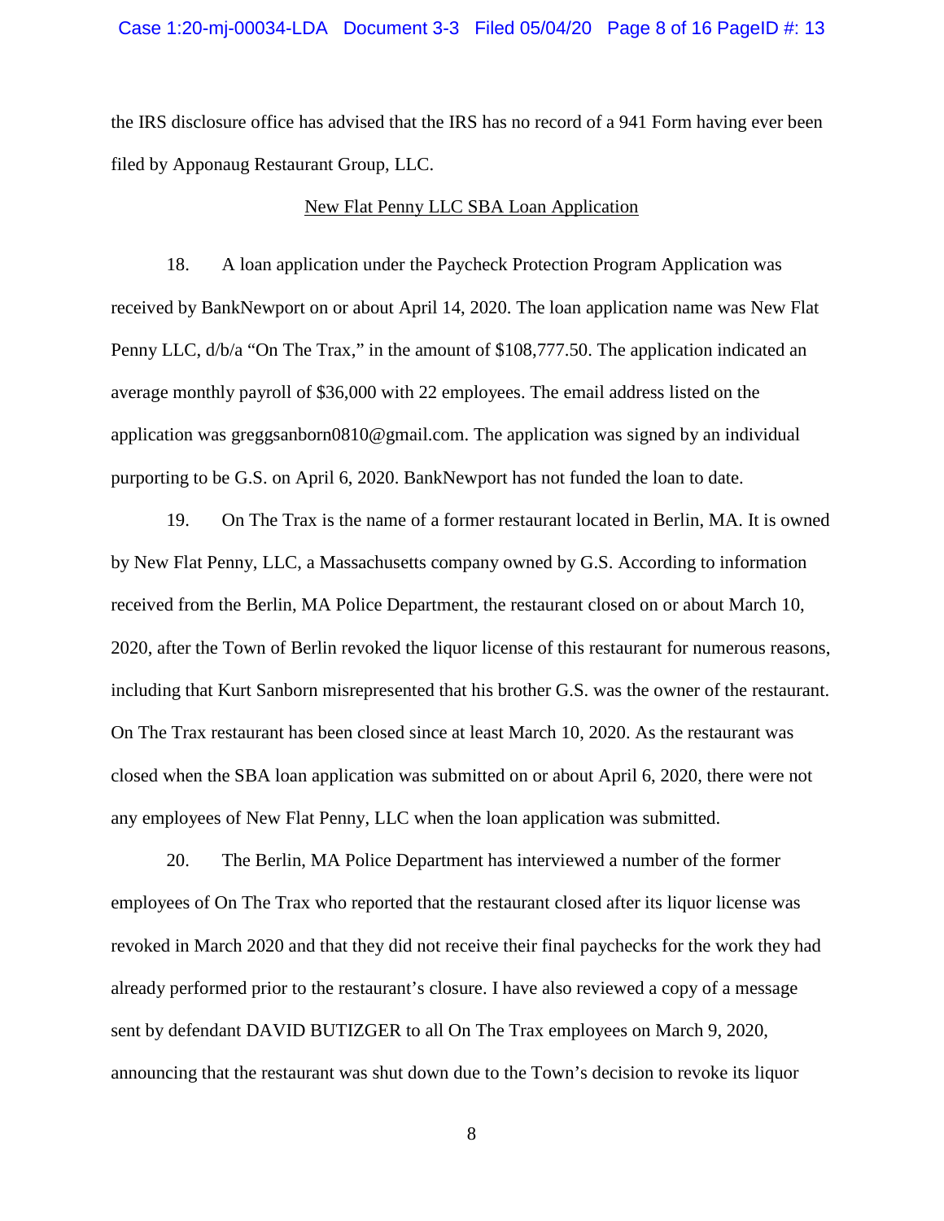the IRS disclosure office has advised that the IRS has no record of a 941 Form having ever been filed by Apponaug Restaurant Group, LLC.

New Flat Penny LLC SBA Loan Application

18. A loan application under the Paycheck Protection Program Application was received by BankNewport on or about April 14, 2020. The loan application name was New Flat Penny LLC, d/b/a "On The Trax," in the amount of $108,777.50. The application indicated an average monthly payroll of $36,000 with 22 employees. The email address listed on the application was greggsanborn0810@gmail.com. The application was signed by an individual purporting to be G.S. on April 6, 2020. BankNewport has not funded the loan to date.

19. On The Trax is the name of a former restaurant located in Berlin, MA. It is owned by New Flat Penny, LLC, a Massachusetts company owned by G.S. According to information received from the Berlin, MA Police Department, the restaurant closed on or about March 10, 2020, after the Town of Berlin revoked the liquor license of this restaurant for numerous reasons, including that Kurt Sanborn misrepresented that his brother G.S. was the owner of the restaurant. On The Trax restaurant has been closed since at least March 10, 2020. As the restaurant was closed when the SBA loan application was submitted on or about April 6, 2020, there were not any employees of New Flat Penny, LLC when the loan application was submitted.

20. The Berlin, MA Police Department has interviewed a number of the former employees of On The Trax who reported that the restaurant closed after its liquor license was revoked in March 2020 and that they did not receive their final paychecks for the work they had already performed prior to the restaurant's closure. I have also reviewed a copy of a message sent by defendant DAVID BUTIZGER to all On The Trax employees on March 9, 2020, announcing that the restaurant was shut down due to the Town's decision to revoke its liquor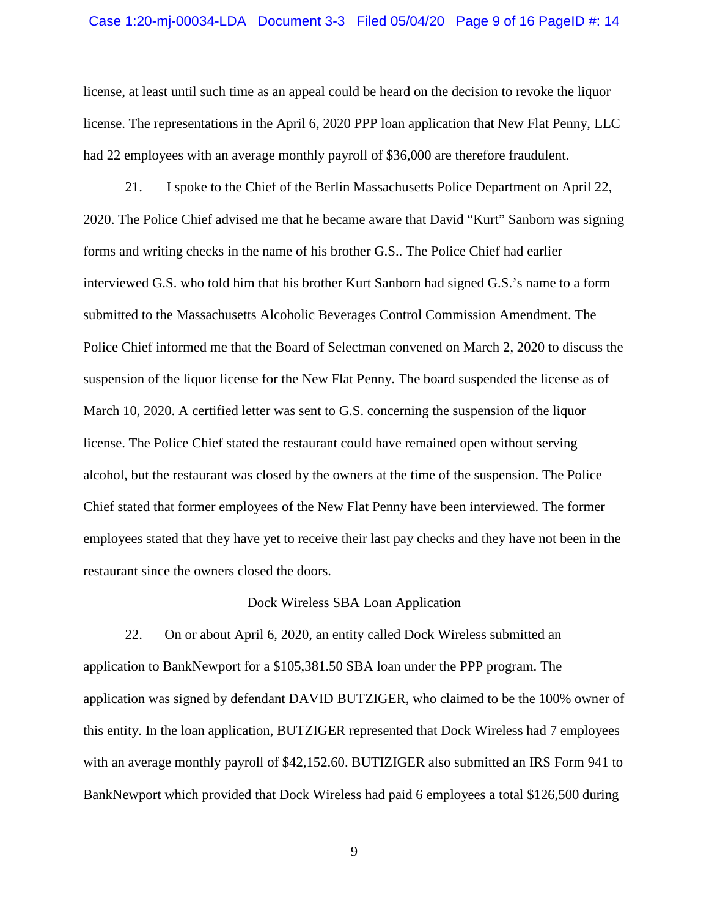license, at least until such time as an appeal could be heard on the decision to revoke the liquor license. The representations in the April 6, 2020 PPP loan application that New Flat Penny, LLC had 22 employees with an average monthly payroll of $36,000 are therefore fraudulent.

21. I spoke to the Chief of the Berlin Massachusetts Police Department on April 22, 2020. The Police Chief advised me that he became aware that David "Kurt" Sanborn was signing forms and writing checks in the name of his brother G.S.. The Police Chief had earlier interviewed G.S. who told him that his brother Kurt Sanborn had signed G.S.'s name to a form submitted to the Massachusetts Alcoholic Beverages Control Commission Amendment. The Police Chief informed me that the Board of Selectman convened on March 2, 2020 to discuss the suspension of the liquor license for the New Flat Penny. The board suspended the license as of March 10, 2020. A certified letter was sent to G.S. concerning the suspension of the liquor license. The Police Chief stated the restaurant could have remained open without serving alcohol, but the restaurant was closed by the owners at the time of the suspension. The Police Chief stated that former employees of the New Flat Penny have been interviewed. The former employees stated that they have yet to receive their last pay checks and they have not been in the restaurant since the owners closed the doors.

<u>Dock Wireless SBA Loan Application</u>

22. On or about April 6, 2020, an entity called Dock Wireless submitted an application to BankNewport for a $105,381.50 SBA loan under the PPP program. The application was signed by defendant DAVID BUTZIGER, who claimed to be the 100% owner of this entity. In the loan application, BUTZIGER represented that Dock Wireless had 7 employees with an average monthly payroll of $42,152.60. BUTIZIGER also submitted an IRS Form 941 to BankNewport which provided that Dock Wireless had paid 6 employees a total $126,500 during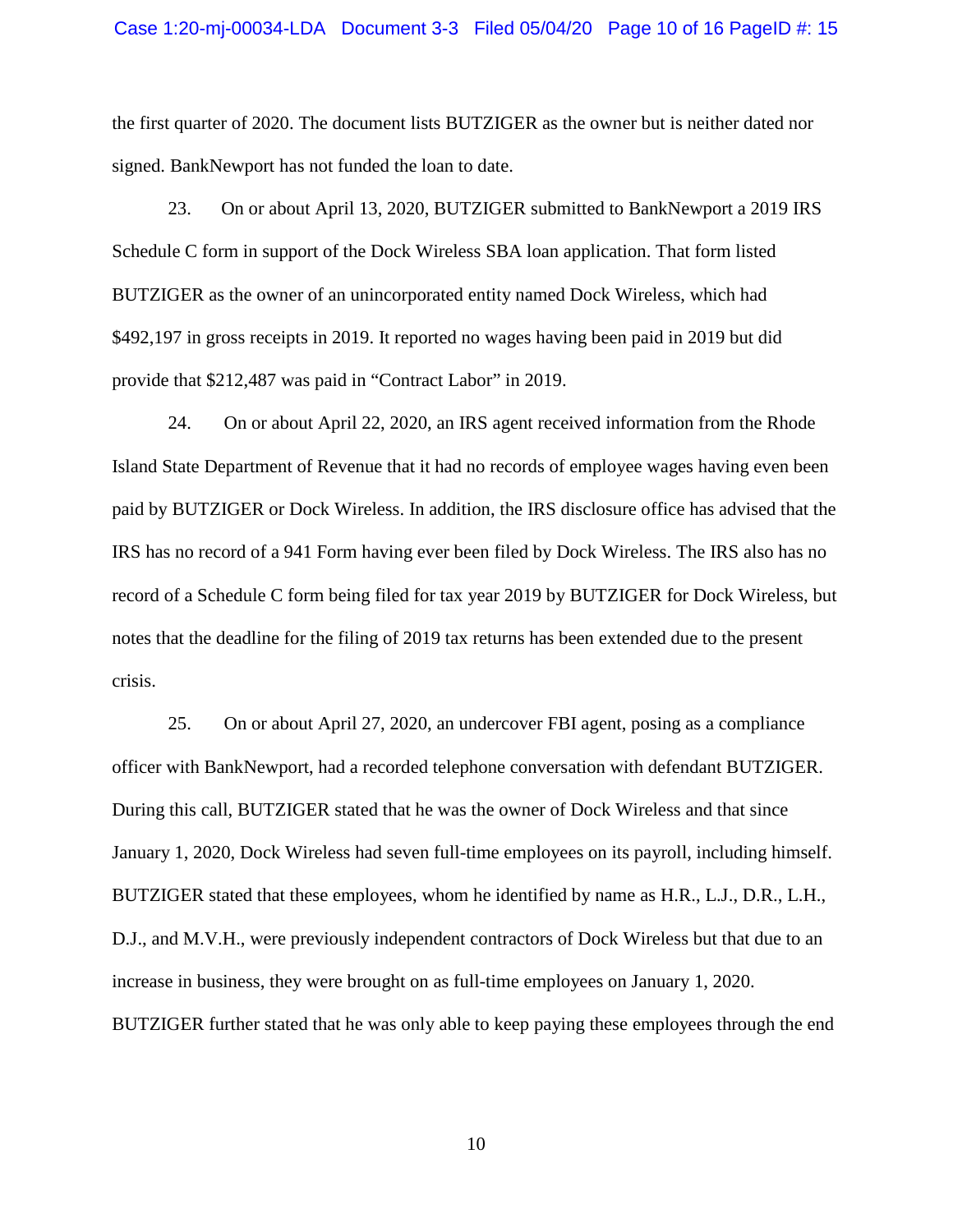the first quarter of 2020. The document lists BUTZIGER as the owner but is neither dated nor signed. BankNewport has not funded the loan to date.

23. On or about April 13, 2020, BUTZIGER submitted to BankNewport a 2019 IRS Schedule C form in support of the Dock Wireless SBA loan application. That form listed BUTZIGER as the owner of an unincorporated entity named Dock Wireless, which had $492,197 in gross receipts in 2019. It reported no wages having been paid in 2019 but did provide that $212,487 was paid in "Contract Labor" in 2019.

24. On or about April 22, 2020, an IRS agent received information from the Rhode Island State Department of Revenue that it had no records of employee wages having even been paid by BUTZIGER or Dock Wireless. In addition, the IRS disclosure office has advised that the IRS has no record of a 941 Form having ever been filed by Dock Wireless. The IRS also has no record of a Schedule C form being filed for tax year 2019 by BUTZIGER for Dock Wireless, but notes that the deadline for the filing of 2019 tax returns has been extended due to the present crisis.

25. On or about April 27, 2020, an undercover FBI agent, posing as a compliance officer with BankNewport, had a recorded telephone conversation with defendant BUTZIGER. During this call, BUTZIGER stated that he was the owner of Dock Wireless and that since January 1, 2020, Dock Wireless had seven full-time employees on its payroll, including himself. BUTZIGER stated that these employees, whom he identified by name as H.R., L.J., D.R., L.H., D.J., and M.V.H., were previously independent contractors of Dock Wireless but that due to an increase in business, they were brought on as full-time employees on January 1, 2020. BUTZIGER further stated that he was only able to keep paying these employees through the end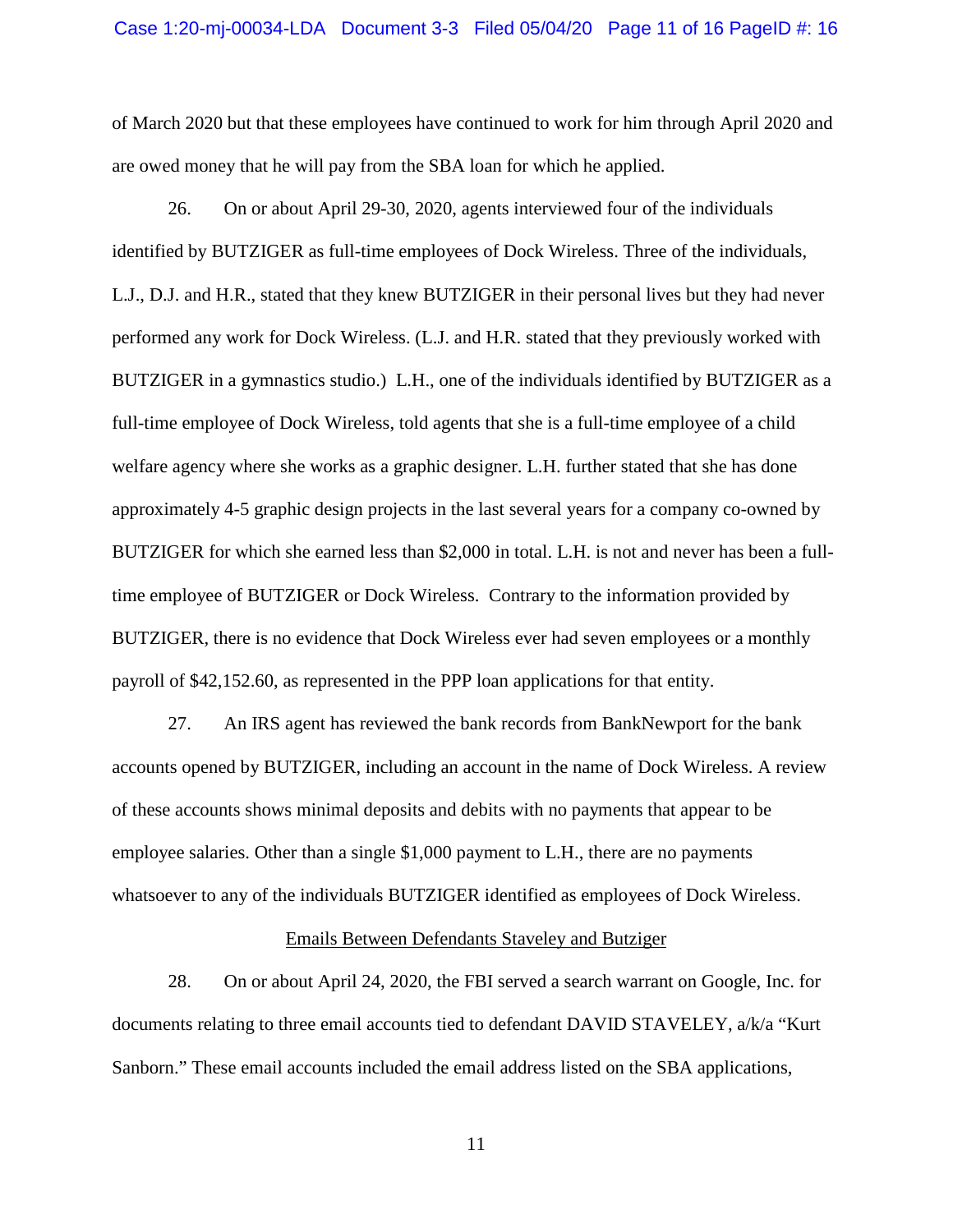of March 2020 but that these employees have continued to work for him through April 2020 and are owed money that he will pay from the SBA loan for which he applied.

26. On or about April 29-30, 2020, agents interviewed four of the individuals identified by BUTZIGER as full-time employees of Dock Wireless. Three of the individuals, L.J., D.J. and H.R., stated that they knew BUTZIGER in their personal lives but they had never performed any work for Dock Wireless. (L.J. and H.R. stated that they previously worked with BUTZIGER in a gymnastics studio.) L.H., one of the individuals identified by BUTZIGER as a full-time employee of Dock Wireless, told agents that she is a full-time employee of a child welfare agency where she works as a graphic designer. L.H. further stated that she has done approximately 4-5 graphic design projects in the last several years for a company co-owned by BUTZIGER for which she earned less than $2,000 in total. L.H. is not and never has been a full-time employee of BUTZIGER or Dock Wireless. Contrary to the information provided by BUTZIGER, there is no evidence that Dock Wireless ever had seven employees or a monthly payroll of $42,152.60, as represented in the PPP loan applications for that entity.

27. An IRS agent has reviewed the bank records from BankNewport for the bank accounts opened by BUTZIGER, including an account in the name of Dock Wireless. A review of these accounts shows minimal deposits and debits with no payments that appear to be employee salaries. Other than a single $1,000 payment to L.H., there are no payments whatsoever to any of the individuals BUTZIGER identified as employees of Dock Wireless.

<u>Emails Between Defendants Staveley and Butziger</u>

28. On or about April 24, 2020, the FBI served a search warrant on Google, Inc. for documents relating to three email accounts tied to defendant DAVID STAVELEY, a/k/a "Kurt Sanborn." These email accounts included the email address listed on the SBA applications,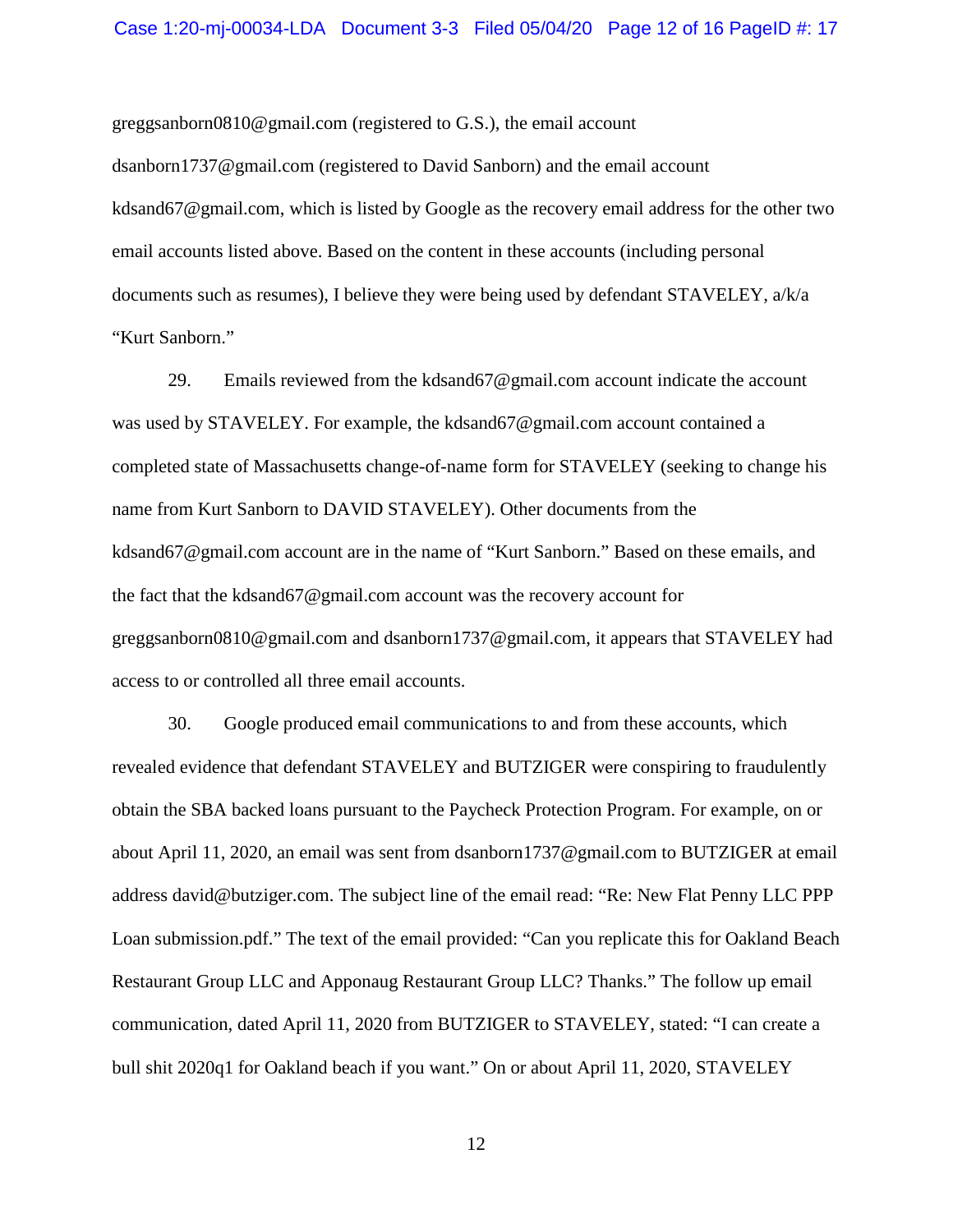greggsanborn0810@gmail.com (registered to G.S.), the email account dsanborn1737@gmail.com (registered to David Sanborn) and the email account kdsand67@gmail.com, which is listed by Google as the recovery email address for the other two email accounts listed above. Based on the content in these accounts (including personal documents such as resumes), I believe they were being used by defendant STAVELEY, a/k/a "Kurt Sanborn."

29. Emails reviewed from the kdsand67@gmail.com account indicate the account was used by STAVELEY. For example, the kdsand67@gmail.com account contained a completed state of Massachusetts change-of-name form for STAVELEY (seeking to change his name from Kurt Sanborn to DAVID STAVELEY). Other documents from the kdsand67@gmail.com account are in the name of "Kurt Sanborn." Based on these emails, and the fact that the kdsand67@gmail.com account was the recovery account for greggsanborn0810@gmail.com and dsanborn1737@gmail.com, it appears that STAVELEY had access to or controlled all three email accounts.

30. Google produced email communications to and from these accounts, which revealed evidence that defendant STAVELEY and BUTZIGER were conspiring to fraudulently obtain the SBA backed loans pursuant to the Paycheck Protection Program. For example, on or about April 11, 2020, an email was sent from dsanborn1737@gmail.com to BUTZIGER at email address david@butziger.com. The subject line of the email read: "Re: New Flat Penny LLC PPP Loan submission.pdf." The text of the email provided: "Can you replicate this for Oakland Beach Restaurant Group LLC and Apponaug Restaurant Group LLC? Thanks." The follow up email communication, dated April 11, 2020 from BUTZIGER to STAVELEY, stated: "I can create a bull shit 2020q1 for Oakland beach if you want." On or about April 11, 2020, STAVELEY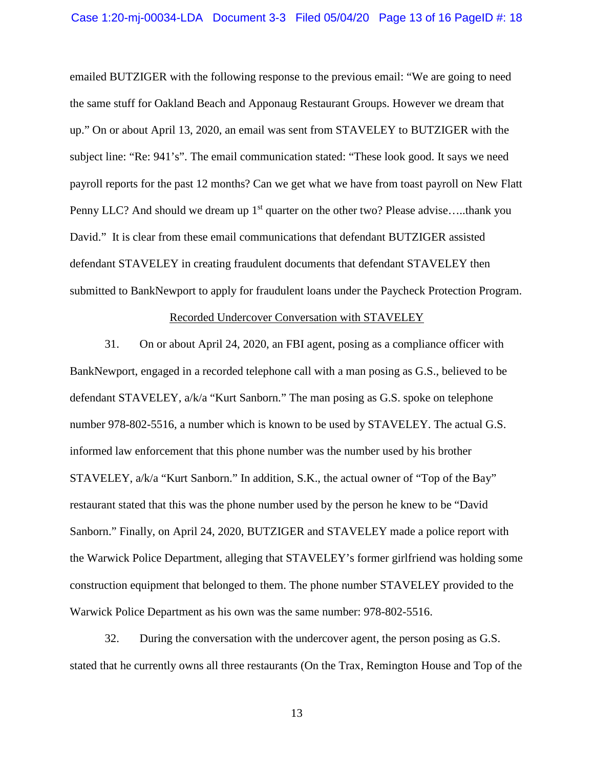emailed BUTZIGER with the following response to the previous email: "We are going to need the same stuff for Oakland Beach and Apponaug Restaurant Groups. However we dream that up." On or about April 13, 2020, an email was sent from STAVELEY to BUTZIGER with the subject line: "Re: 941's". The email communication stated: "These look good. It says we need payroll reports for the past 12 months? Can we get what we have from toast payroll on New Flatt Penny LLC? And should we dream up 1st quarter on the other two? Please advise…..thank you David." It is clear from these email communications that defendant BUTZIGER assisted defendant STAVELEY in creating fraudulent documents that defendant STAVELEY then submitted to BankNewport to apply for fraudulent loans under the Paycheck Protection Program.

<u>Recorded Undercover Conversation with STAVELEY</u>

31. On or about April 24, 2020, an FBI agent, posing as a compliance officer with BankNewport, engaged in a recorded telephone call with a man posing as G.S., believed to be defendant STAVELEY, a/k/a "Kurt Sanborn." The man posing as G.S. spoke on telephone number 978-802-5516, a number which is known to be used by STAVELEY. The actual G.S. informed law enforcement that this phone number was the number used by his brother STAVELEY, a/k/a "Kurt Sanborn." In addition, S.K., the actual owner of "Top of the Bay" restaurant stated that this was the phone number used by the person he knew to be "David Sanborn." Finally, on April 24, 2020, BUTZIGER and STAVELEY made a police report with the Warwick Police Department, alleging that STAVELEY's former girlfriend was holding some construction equipment that belonged to them. The phone number STAVELEY provided to the Warwick Police Department as his own was the same number: 978-802-5516.

32. During the conversation with the undercover agent, the person posing as G.S. stated that he currently owns all three restaurants (On the Trax, Remington House and Top of the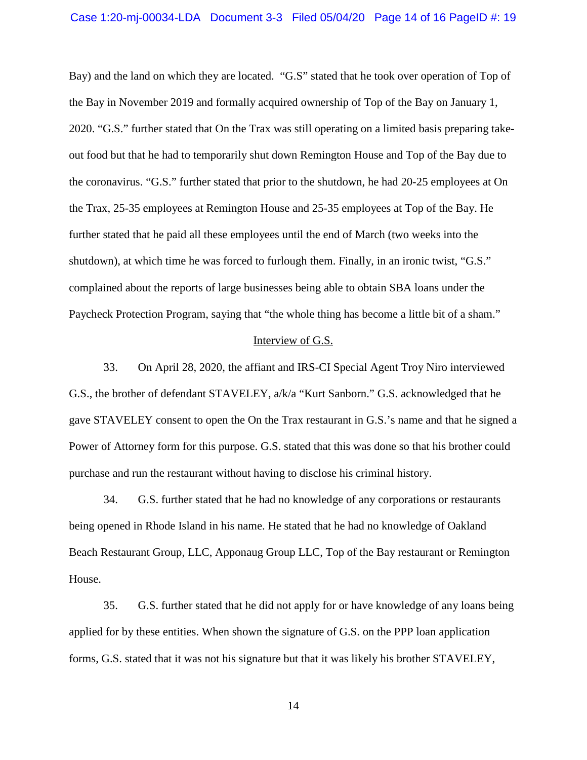Bay) and the land on which they are located. "G.S" stated that he took over operation of Top of the Bay in November 2019 and formally acquired ownership of Top of the Bay on January 1, 2020. "G.S." further stated that On the Trax was still operating on a limited basis preparing take-out food but that he had to temporarily shut down Remington House and Top of the Bay due to the coronavirus. "G.S." further stated that prior to the shutdown, he had 20-25 employees at On the Trax, 25-35 employees at Remington House and 25-35 employees at Top of the Bay. He further stated that he paid all these employees until the end of March (two weeks into the shutdown), at which time he was forced to furlough them. Finally, in an ironic twist, "G.S." complained about the reports of large businesses being able to obtain SBA loans under the Paycheck Protection Program, saying that "the whole thing has become a little bit of a sham."

<u>Interview of G.S.</u>

33. On April 28, 2020, the affiant and IRS-CI Special Agent Troy Niro interviewed G.S., the brother of defendant STAVELEY, a/k/a "Kurt Sanborn." G.S. acknowledged that he gave STAVELEY consent to open the On the Trax restaurant in G.S.'s name and that he signed a Power of Attorney form for this purpose. G.S. stated that this was done so that his brother could purchase and run the restaurant without having to disclose his criminal history.

34. G.S. further stated that he had no knowledge of any corporations or restaurants being opened in Rhode Island in his name. He stated that he had no knowledge of Oakland Beach Restaurant Group, LLC, Apponaug Group LLC, Top of the Bay restaurant or Remington House.

35. G.S. further stated that he did not apply for or have knowledge of any loans being applied for by these entities. When shown the signature of G.S. on the PPP loan application forms, G.S. stated that it was not his signature but that it was likely his brother STAVELEY,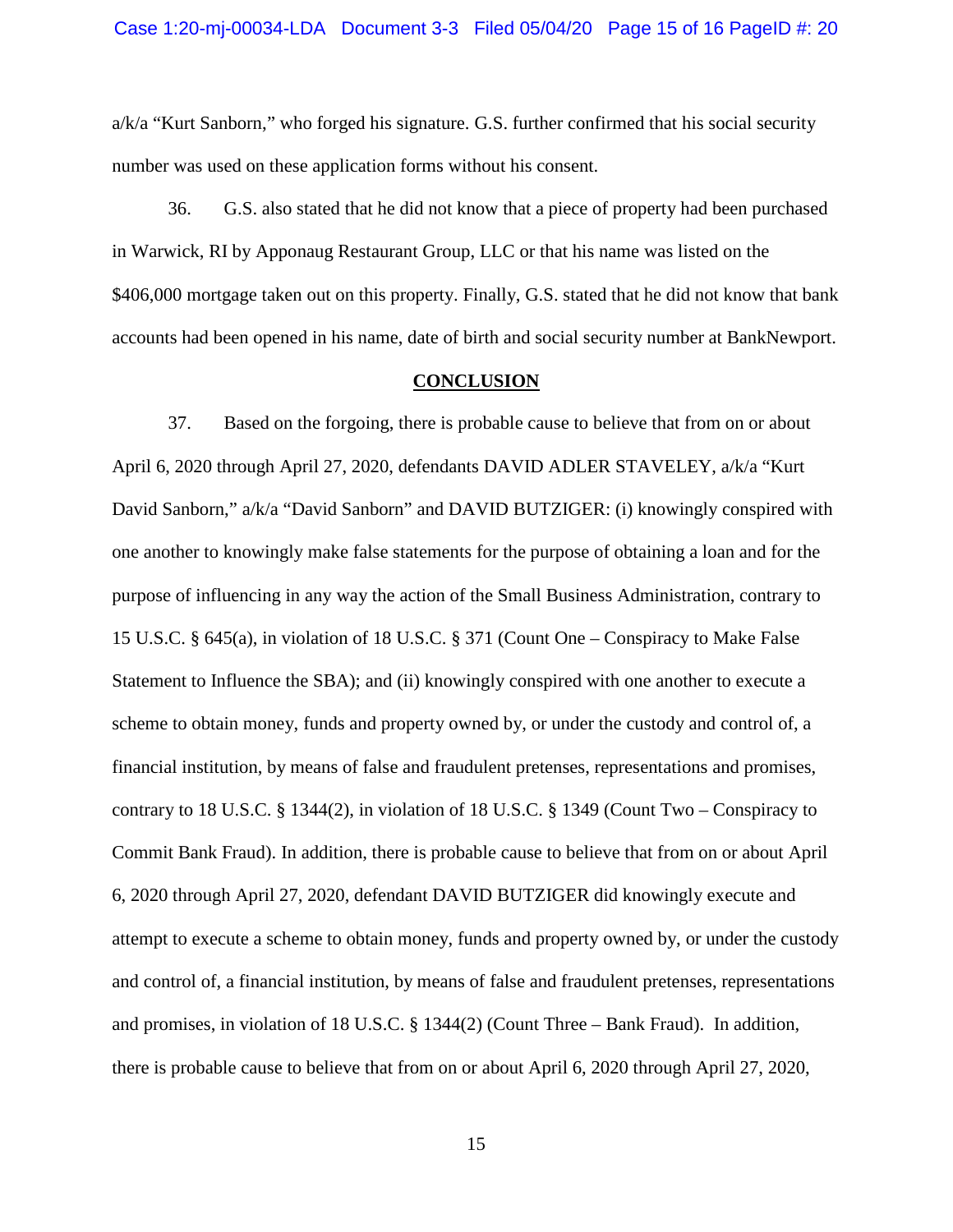a/k/a "Kurt Sanborn," who forged his signature. G.S. further confirmed that his social security number was used on these application forms without his consent.

36. G.S. also stated that he did not know that a piece of property had been purchased in Warwick, RI by Apponaug Restaurant Group, LLC or that his name was listed on the $406,000 mortgage taken out on this property. Finally, G.S. stated that he did not know that bank accounts had been opened in his name, date of birth and social security number at BankNewport.

## CONCLUSION

37. Based on the forgoing, there is probable cause to believe that from on or about April 6, 2020 through April 27, 2020, defendants DAVID ADLER STAVELEY, a/k/a "Kurt David Sanborn," a/k/a "David Sanborn" and DAVID BUTZIGER: (i) knowingly conspired with one another to knowingly make false statements for the purpose of obtaining a loan and for the purpose of influencing in any way the action of the Small Business Administration, contrary to 15 U.S.C. § 645(a), in violation of 18 U.S.C. § 371 (Count One – Conspiracy to Make False Statement to Influence the SBA); and (ii) knowingly conspired with one another to execute a scheme to obtain money, funds and property owned by, or under the custody and control of, a financial institution, by means of false and fraudulent pretenses, representations and promises, contrary to 18 U.S.C. § 1344(2), in violation of 18 U.S.C. § 1349 (Count Two – Conspiracy to Commit Bank Fraud). In addition, there is probable cause to believe that from on or about April 6, 2020 through April 27, 2020, defendant DAVID BUTZIGER did knowingly execute and attempt to execute a scheme to obtain money, funds and property owned by, or under the custody and control of, a financial institution, by means of false and fraudulent pretenses, representations and promises, in violation of 18 U.S.C. § 1344(2) (Count Three – Bank Fraud). In addition, there is probable cause to believe that from on or about April 6, 2020 through April 27, 2020,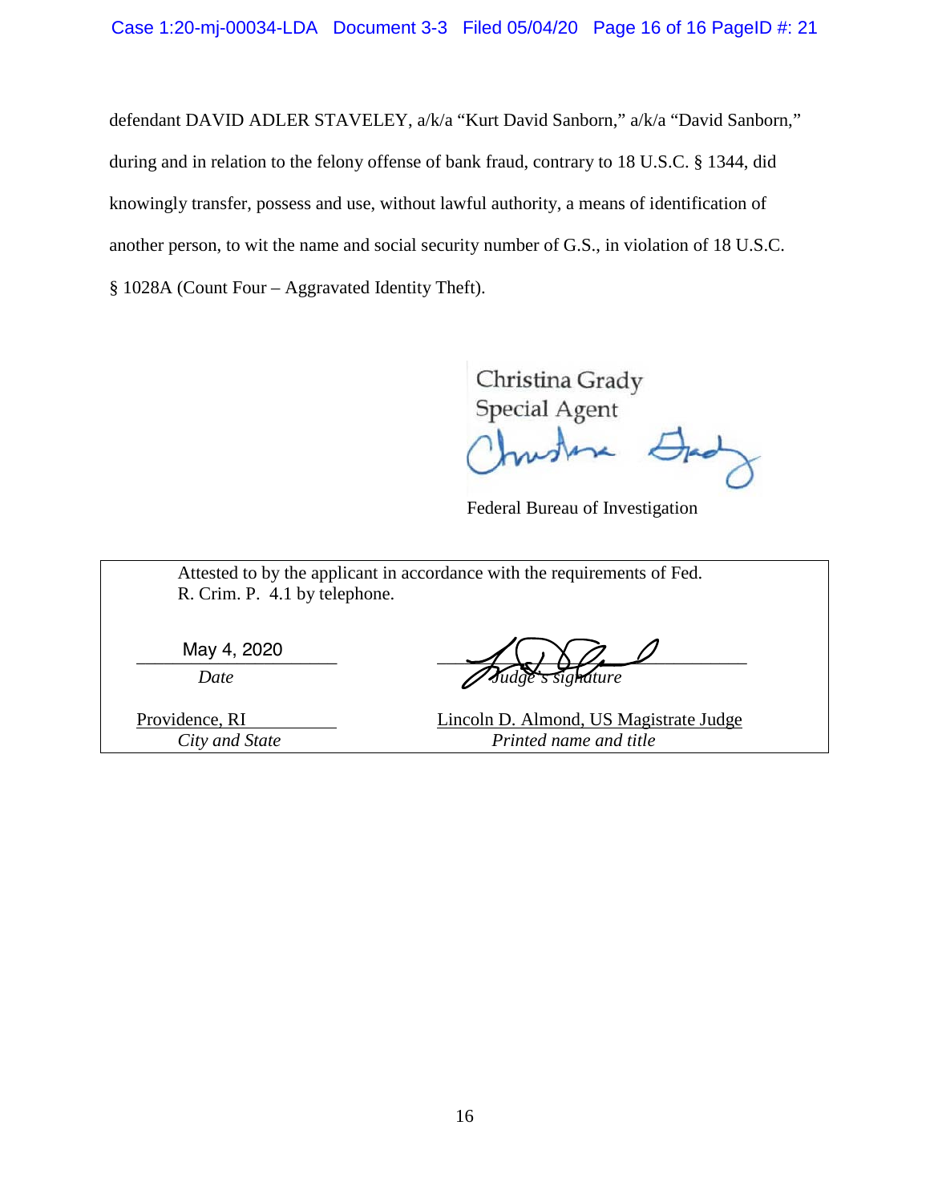defendant DAVID ADLER STAVELEY, a/k/a "Kurt David Sanborn," a/k/a "David Sanborn," during and in relation to the felony offense of bank fraud, contrary to 18 U.S.C. § 1344, did knowingly transfer, possess and use, without lawful authority, a means of identification of another person, to wit the name and social security number of G.S., in violation of 18 U.S.C. § 1028A (Count Four – Aggravated Identity Theft).

Christina Grady
Special Agent

Federal Bureau of Investigation

Attested to by the applicant in accordance with the requirements of Fed. R. Crim. P. 4.1 by telephone.

May 4, 2020
*Date*

*Judge's signature*

Providence, RI
*City and State*

Lincoln D. Almond, US Magistrate Judge
*Printed name and title*